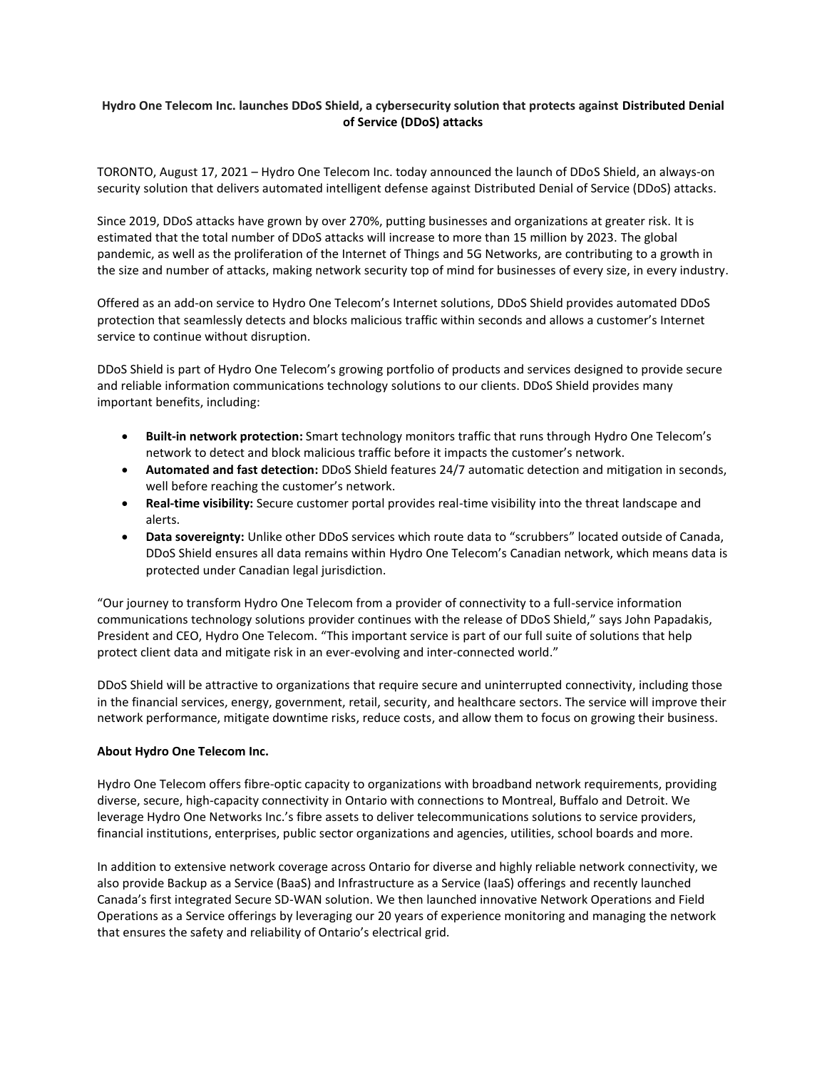# Hydro One Telecom Inc. launches DDoS Shield, a cybersecurity solution that protects against Distributed Denial of Service (DDoS) attacks

TORONTO, August 17, 2021 – Hydro One Telecom Inc. today announced the launch of DDoS Shield, an always-on security solution that delivers automated intelligent defense against Distributed Denial of Service (DDoS) attacks.

Since 2019, DDoS attacks have grown by over 270%, putting businesses and organizations at greater risk. It is estimated that the total number of DDoS attacks will increase to more than 15 million by 2023. The global pandemic, as well as the proliferation of the Internet of Things and 5G Networks, are contributing to a growth in the size and number of attacks, making network security top of mind for businesses of every size, in every industry.

Offered as an add-on service to Hydro One Telecom's Internet solutions, DDoS Shield provides automated DDoS protection that seamlessly detects and blocks malicious traffic within seconds and allows a customer's Internet service to continue without disruption.

DDoS Shield is part of Hydro One Telecom's growing portfolio of products and services designed to provide secure and reliable information communications technology solutions to our clients. DDoS Shield provides many important benefits, including:

- **Built-in network protection:** Smart technology monitors traffic that runs through Hydro One Telecom's network to detect and block malicious traffic before it impacts the customer's network.
- **Automated and fast detection:** DDoS Shield features 24/7 automatic detection and mitigation in seconds, well before reaching the customer's network.
- **Real-time visibility:** Secure customer portal provides real-time visibility into the threat landscape and alerts.
- **Data sovereignty:** Unlike other DDoS services which route data to "scrubbers" located outside of Canada, DDoS Shield ensures all data remains within Hydro One Telecom's Canadian network, which means data is protected under Canadian legal jurisdiction.

"Our journey to transform Hydro One Telecom from a provider of connectivity to a full-service information communications technology solutions provider continues with the release of DDoS Shield," says John Papadakis, President and CEO, Hydro One Telecom. "This important service is part of our full suite of solutions that help protect client data and mitigate risk in an ever-evolving and inter-connected world."

DDoS Shield will be attractive to organizations that require secure and uninterrupted connectivity, including those in the financial services, energy, government, retail, security, and healthcare sectors. The service will improve their network performance, mitigate downtime risks, reduce costs, and allow them to focus on growing their business.

**About Hydro One Telecom Inc.**

Hydro One Telecom offers fibre-optic capacity to organizations with broadband network requirements, providing diverse, secure, high-capacity connectivity in Ontario with connections to Montreal, Buffalo and Detroit. We leverage Hydro One Networks Inc.'s fibre assets to deliver telecommunications solutions to service providers, financial institutions, enterprises, public sector organizations and agencies, utilities, school boards and more.

In addition to extensive network coverage across Ontario for diverse and highly reliable network connectivity, we also provide Backup as a Service (BaaS) and Infrastructure as a Service (IaaS) offerings and recently launched Canada's first integrated Secure SD-WAN solution. We then launched innovative Network Operations and Field Operations as a Service offerings by leveraging our 20 years of experience monitoring and managing the network that ensures the safety and reliability of Ontario's electrical grid.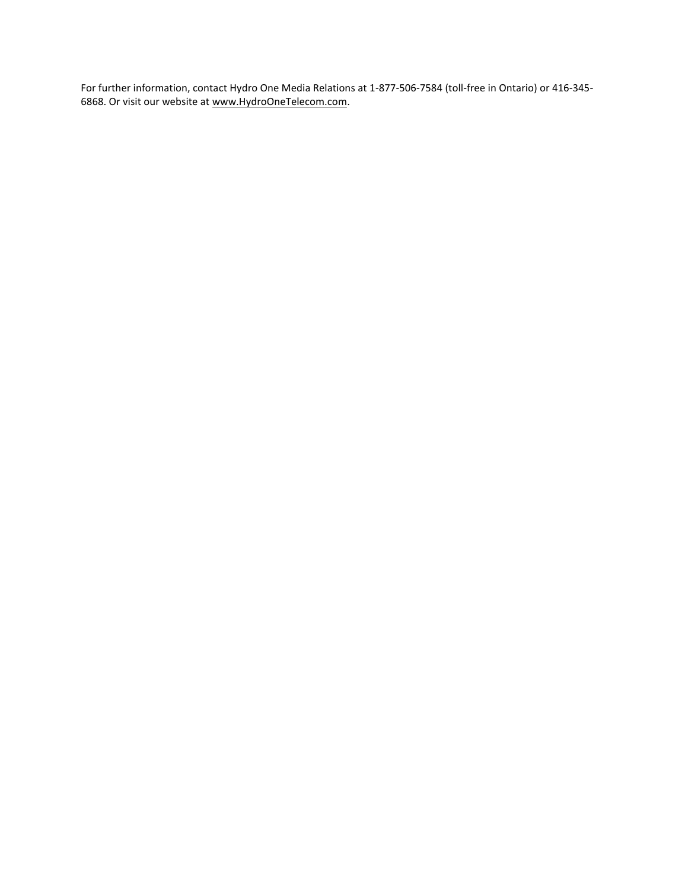For further information, contact Hydro One Media Relations at 1-877-506-7584 (toll-free in Ontario) or 416-345-6868. Or visit our website at www.HydroOneTelecom.com.